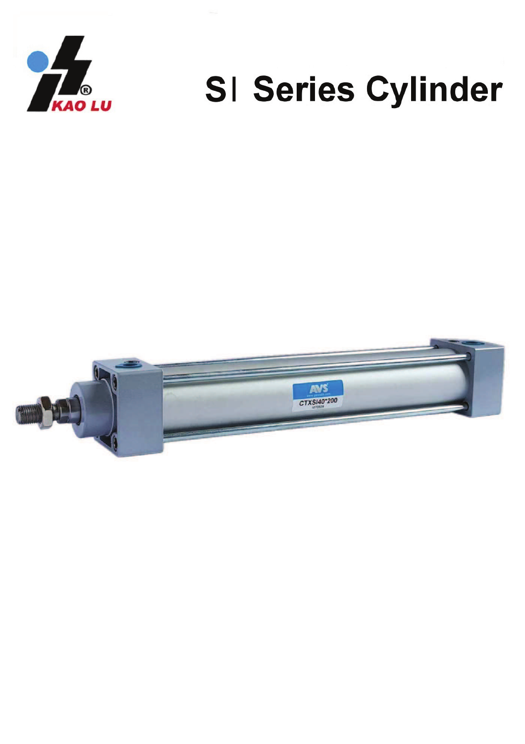KAO LU

# SI Series Cylinder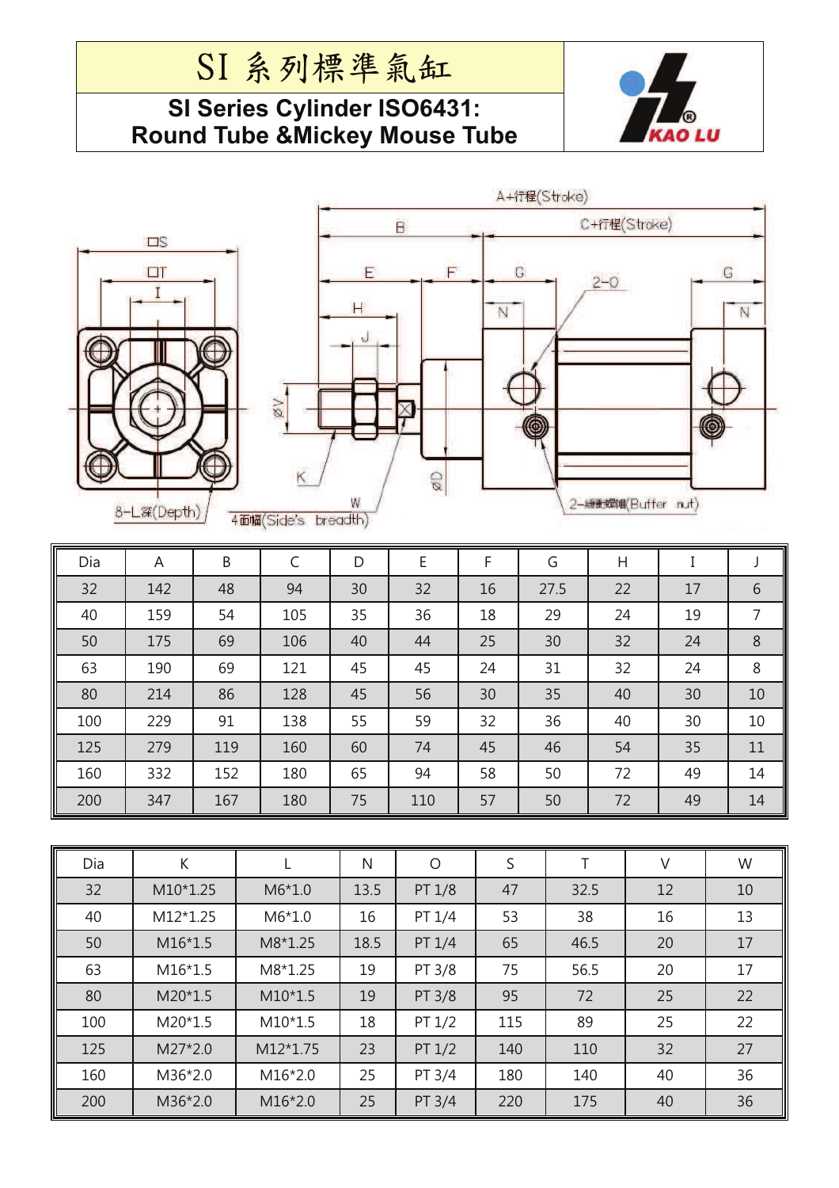# SI 系列標準氣缸

## SI Series Cylinder ISO6431: Round Tube &Mickey Mouse Tube

| Dia | A | B | C | D | E | F | G | H | I | J |
|---|---|---|---|---|---|---|---|---|---|---|
| 32 | 142 | 48 | 94 | 30 | 32 | 16 | 27.5 | 22 | 17 | 6 |
| 40 | 159 | 54 | 105 | 35 | 36 | 18 | 29 | 24 | 19 | 7 |
| 50 | 175 | 69 | 106 | 40 | 44 | 25 | 30 | 32 | 24 | 8 |
| 63 | 190 | 69 | 121 | 45 | 45 | 24 | 31 | 32 | 24 | 8 |
| 80 | 214 | 86 | 128 | 45 | 56 | 30 | 35 | 40 | 30 | 10 |
| 100 | 229 | 91 | 138 | 55 | 59 | 32 | 36 | 40 | 30 | 10 |
| 125 | 279 | 119 | 160 | 60 | 74 | 45 | 46 | 54 | 35 | 11 |
| 160 | 332 | 152 | 180 | 65 | 94 | 58 | 50 | 72 | 49 | 14 |
| 200 | 347 | 167 | 180 | 75 | 110 | 57 | 50 | 72 | 49 | 14 |

| Dia | K | L | N | O | S | T | V | W |
|---|---|---|---|---|---|---|---|---|
| 32 | M10*1.25 | M6*1.0 | 13.5 | PT 1/8 | 47 | 32.5 | 12 | 10 |
| 40 | M12*1.25 | M6*1.0 | 16 | PT 1/4 | 53 | 38 | 16 | 13 |
| 50 | M16*1.5 | M8*1.25 | 18.5 | PT 1/4 | 65 | 46.5 | 20 | 17 |
| 63 | M16*1.5 | M8*1.25 | 19 | PT 3/8 | 75 | 56.5 | 20 | 17 |
| 80 | M20*1.5 | M10*1.5 | 19 | PT 3/8 | 95 | 72 | 25 | 22 |
| 100 | M20*1.5 | M10*1.5 | 18 | PT 1/2 | 115 | 89 | 25 | 22 |
| 125 | M27*2.0 | M12*1.75 | 23 | PT 1/2 | 140 | 110 | 32 | 27 |
| 160 | M36*2.0 | M16*2.0 | 25 | PT 3/4 | 180 | 140 | 40 | 36 |
| 200 | M36*2.0 | M16*2.0 | 25 | PT 3/4 | 220 | 175 | 40 | 36 |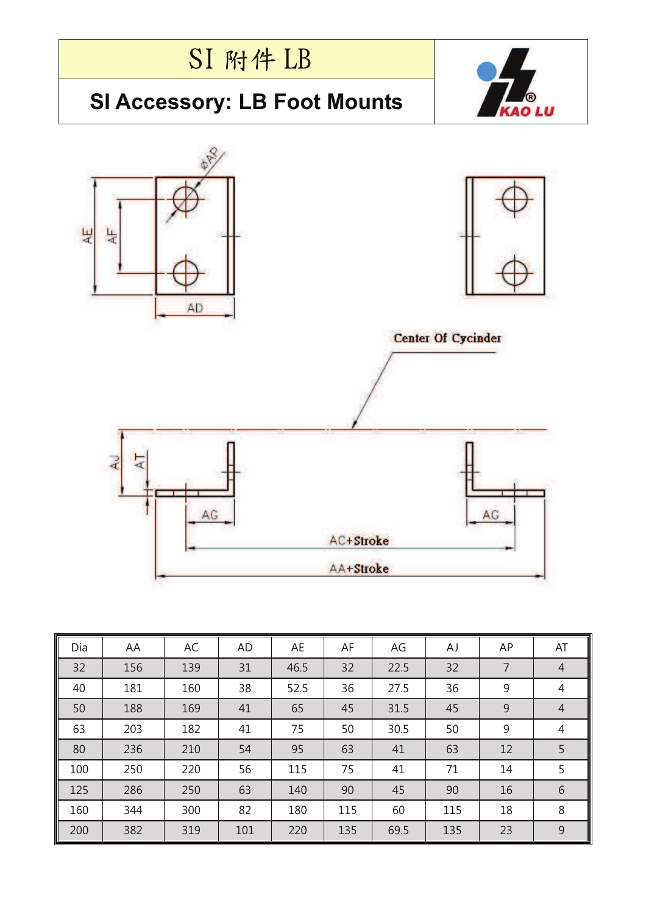# SI 附件 LB

## SI Accessory: LB Foot Mounts

Center Of Cycinder

AC+Stroke

AA+Stroke

| Dia | AA | AC | AD | AE | AF | AG | AJ | AP | AT |
|---|---|---|---|---|---|---|---|---|---|
| 32 | 156 | 139 | 31 | 46.5 | 32 | 22.5 | 32 | 7 | 4 |
| 40 | 181 | 160 | 38 | 52.5 | 36 | 27.5 | 36 | 9 | 4 |
| 50 | 188 | 169 | 41 | 65 | 45 | 31.5 | 45 | 9 | 4 |
| 63 | 203 | 182 | 41 | 75 | 50 | 30.5 | 50 | 9 | 4 |
| 80 | 236 | 210 | 54 | 95 | 63 | 41 | 63 | 12 | 5 |
| 100 | 250 | 220 | 56 | 115 | 75 | 41 | 71 | 14 | 5 |
| 125 | 286 | 250 | 63 | 140 | 90 | 45 | 90 | 16 | 6 |
| 160 | 344 | 300 | 82 | 180 | 115 | 60 | 115 | 18 | 8 |
| 200 | 382 | 319 | 101 | 220 | 135 | 69.5 | 135 | 23 | 9 |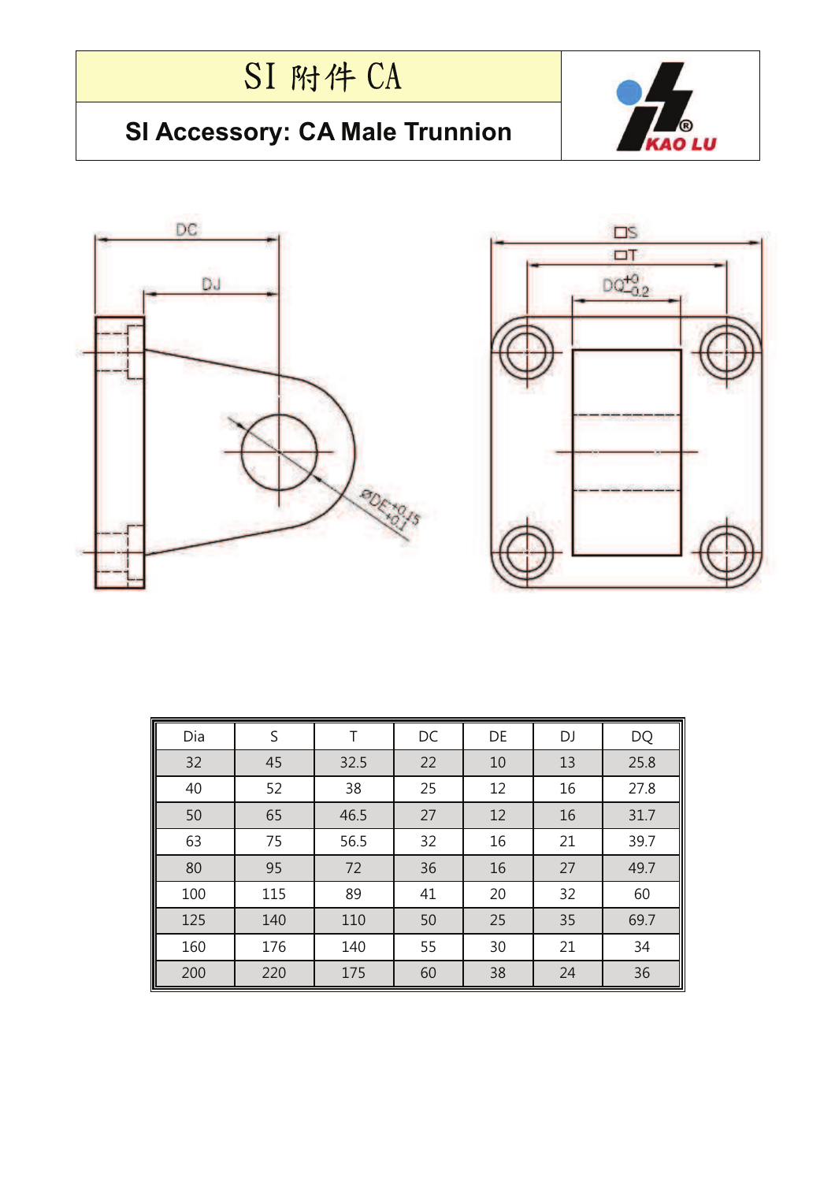# SI 附件 CA

## SI Accessory: CA Male Trunnion

| Dia | S | T | DC | DE | DJ | DQ |
|---|---|---|---|---|---|---|
| 32 | 45 | 32.5 | 22 | 10 | 13 | 25.8 |
| 40 | 52 | 38 | 25 | 12 | 16 | 27.8 |
| 50 | 65 | 46.5 | 27 | 12 | 16 | 31.7 |
| 63 | 75 | 56.5 | 32 | 16 | 21 | 39.7 |
| 80 | 95 | 72 | 36 | 16 | 27 | 49.7 |
| 100 | 115 | 89 | 41 | 20 | 32 | 60 |
| 125 | 140 | 110 | 50 | 25 | 35 | 69.7 |
| 160 | 176 | 140 | 55 | 30 | 21 | 34 |
| 200 | 220 | 175 | 60 | 38 | 24 | 36 |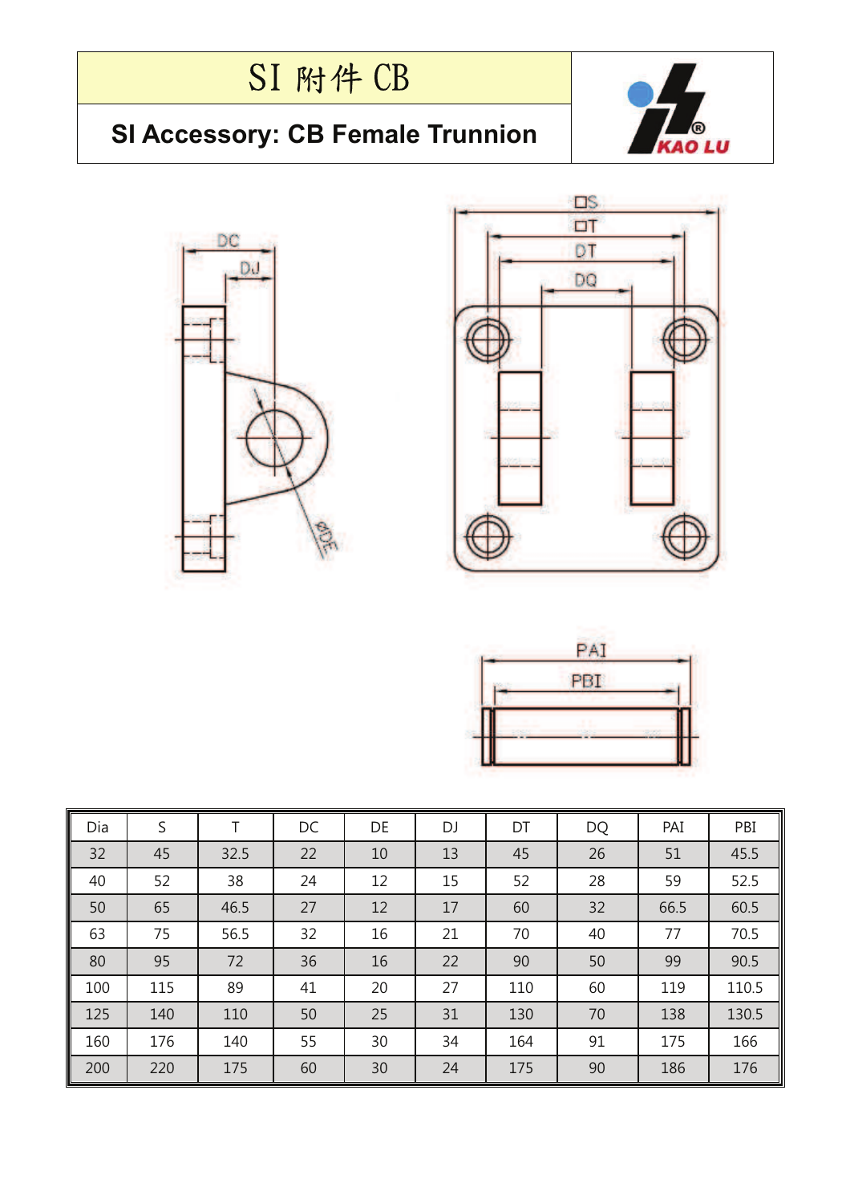# SI 附件 CB

## SI Accessory: CB Female Trunnion

| Dia | S | T | DC | DE | DJ | DT | DQ | PAI | PBI |
|---|---|---|---|---|---|---|---|---|---|
| 32 | 45 | 32.5 | 22 | 10 | 13 | 45 | 26 | 51 | 45.5 |
| 40 | 52 | 38 | 24 | 12 | 15 | 52 | 28 | 59 | 52.5 |
| 50 | 65 | 46.5 | 27 | 12 | 17 | 60 | 32 | 66.5 | 60.5 |
| 63 | 75 | 56.5 | 32 | 16 | 21 | 70 | 40 | 77 | 70.5 |
| 80 | 95 | 72 | 36 | 16 | 22 | 90 | 50 | 99 | 90.5 |
| 100 | 115 | 89 | 41 | 20 | 27 | 110 | 60 | 119 | 110.5 |
| 125 | 140 | 110 | 50 | 25 | 31 | 130 | 70 | 138 | 130.5 |
| 160 | 176 | 140 | 55 | 30 | 34 | 164 | 91 | 175 | 166 |
| 200 | 220 | 175 | 60 | 30 | 24 | 175 | 90 | 186 | 176 |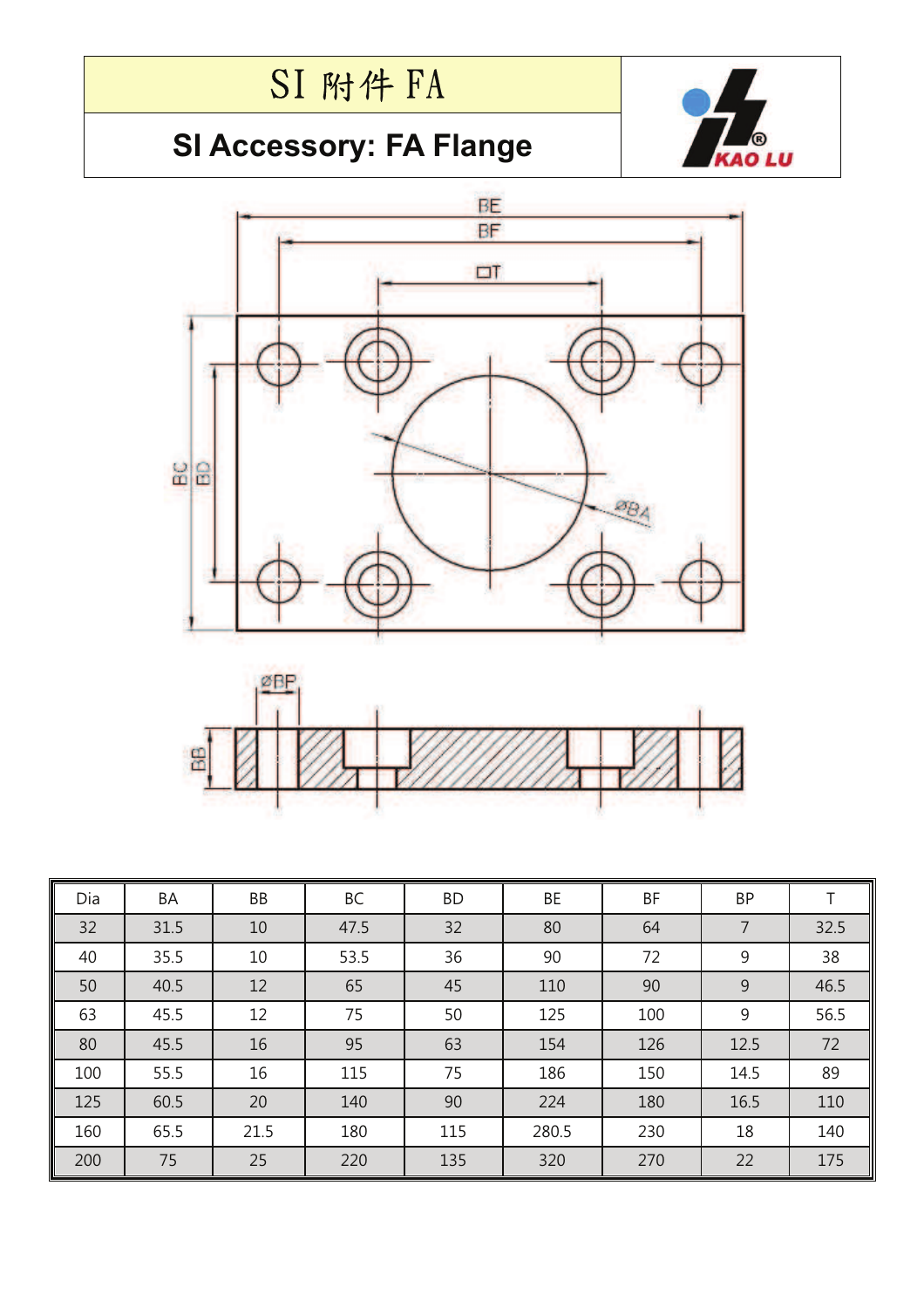# SI 附件 FA

## SI Accessory: FA Flange

| Dia | BA | BB | BC | BD | BE | BF | BP | T |
|---|---|---|---|---|---|---|---|---|
| 32 | 31.5 | 10 | 47.5 | 32 | 80 | 64 | 7 | 32.5 |
| 40 | 35.5 | 10 | 53.5 | 36 | 90 | 72 | 9 | 38 |
| 50 | 40.5 | 12 | 65 | 45 | 110 | 90 | 9 | 46.5 |
| 63 | 45.5 | 12 | 75 | 50 | 125 | 100 | 9 | 56.5 |
| 80 | 45.5 | 16 | 95 | 63 | 154 | 126 | 12.5 | 72 |
| 100 | 55.5 | 16 | 115 | 75 | 186 | 150 | 14.5 | 89 |
| 125 | 60.5 | 20 | 140 | 90 | 224 | 180 | 16.5 | 110 |
| 160 | 65.5 | 21.5 | 180 | 115 | 280.5 | 230 | 18 | 140 |
| 200 | 75 | 25 | 220 | 135 | 320 | 270 | 22 | 175 |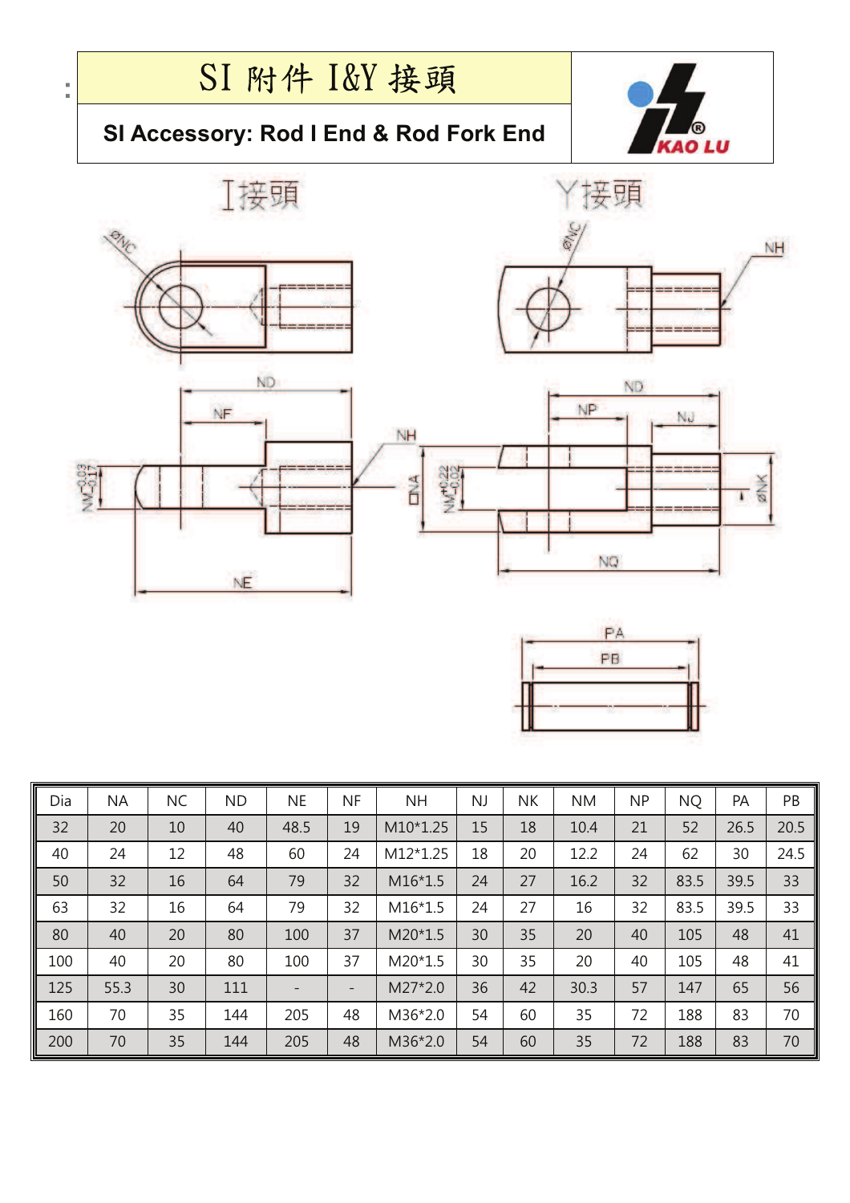# SI 附件 I&Y 接頭

## SI Accessory: Rod I End & Rod Fork End

I接頭

Y接頭

| Dia | NA | NC | ND | NE | NF | NH | NJ | NK | NM | NP | NQ | PA | PB |
|---|---|---|---|---|---|---|---|---|---|---|---|---|---|
| 32 | 20 | 10 | 40 | 48.5 | 19 | M10*1.25 | 15 | 18 | 10.4 | 21 | 52 | 26.5 | 20.5 |
| 40 | 24 | 12 | 48 | 60 | 24 | M12*1.25 | 18 | 20 | 12.2 | 24 | 62 | 30 | 24.5 |
| 50 | 32 | 16 | 64 | 79 | 32 | M16*1.5 | 24 | 27 | 16.2 | 32 | 83.5 | 39.5 | 33 |
| 63 | 32 | 16 | 64 | 79 | 32 | M16*1.5 | 24 | 27 | 16 | 32 | 83.5 | 39.5 | 33 |
| 80 | 40 | 20 | 80 | 100 | 37 | M20*1.5 | 30 | 35 | 20 | 40 | 105 | 48 | 41 |
| 100 | 40 | 20 | 80 | 100 | 37 | M20*1.5 | 30 | 35 | 20 | 40 | 105 | 48 | 41 |
| 125 | 55.3 | 30 | 111 | - | - | M27*2.0 | 36 | 42 | 30.3 | 57 | 147 | 65 | 56 |
| 160 | 70 | 35 | 144 | 205 | 48 | M36*2.0 | 54 | 60 | 35 | 72 | 188 | 83 | 70 |
| 200 | 70 | 35 | 144 | 205 | 48 | M36*2.0 | 54 | 60 | 35 | 72 | 188 | 83 | 70 |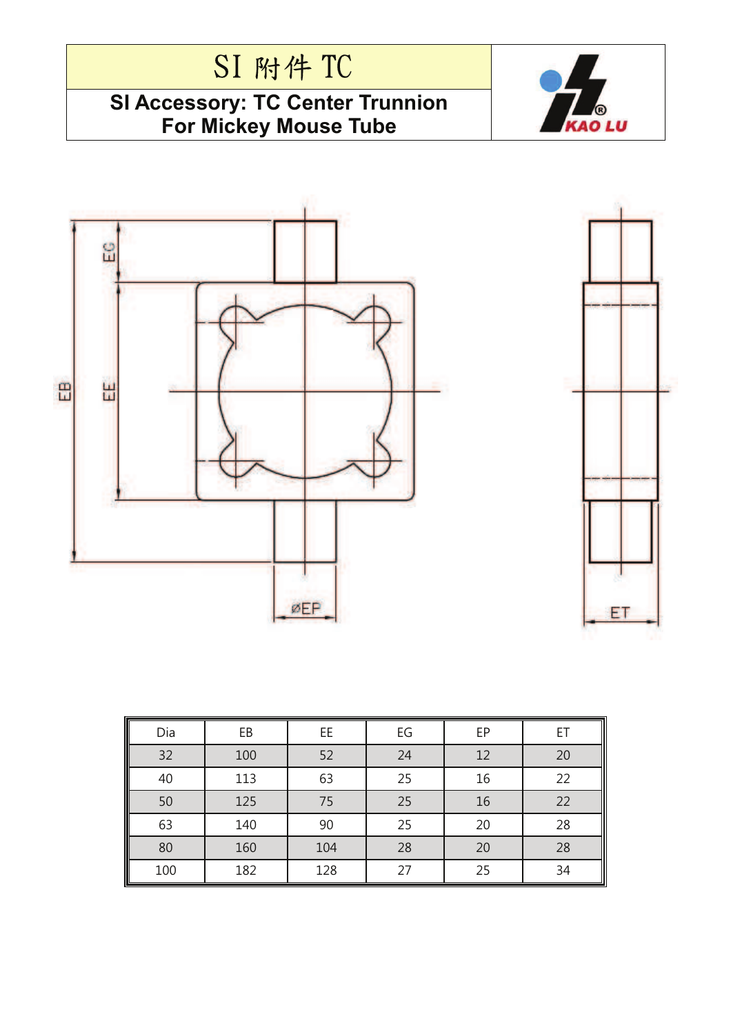# SI 附件 TC

## SI Accessory: TC Center Trunnion For Mickey Mouse Tube

KAO LU

EG
EB
EE
øEP
ET

| Dia | EB | EE | EG | EP | ET |
|---|---|---|---|---|---|
| 32 | 100 | 52 | 24 | 12 | 20 |
| 40 | 113 | 63 | 25 | 16 | 22 |
| 50 | 125 | 75 | 25 | 16 | 22 |
| 63 | 140 | 90 | 25 | 20 | 28 |
| 80 | 160 | 104 | 28 | 20 | 28 |
| 100 | 182 | 128 | 27 | 25 | 34 |